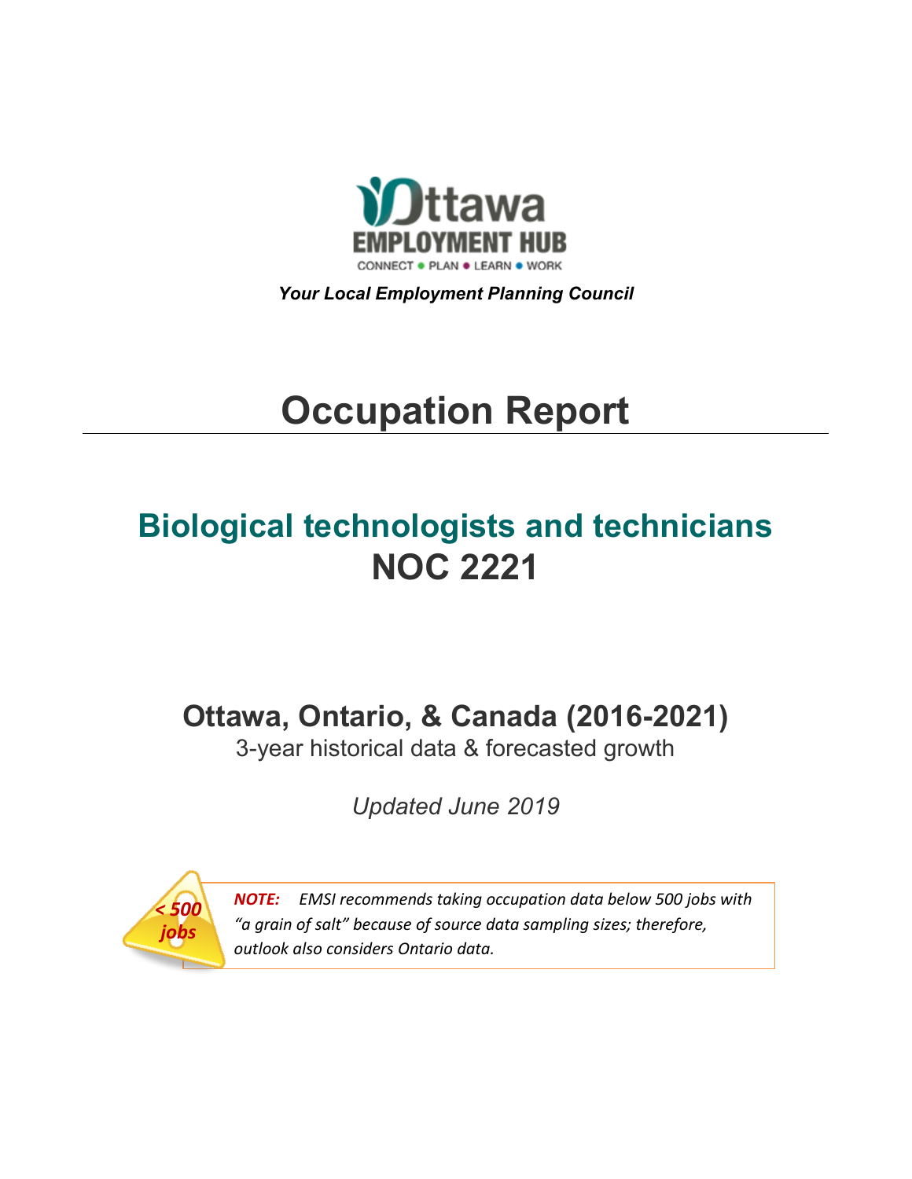Ottawa EMPLOYMENT HUB

CONNECT • PLAN • LEARN • WORK

***Your Local Employment Planning Council***

# Occupation Report

## Biological technologists and technicians
## NOC 2221

### Ottawa, Ontario, & Canada (2016-2021)

3-year historical data & forecasted growth

*Updated June 2019*

*< 500 jobs*

***NOTE:*** *EMSI recommends taking occupation data below 500 jobs with "a grain of salt" because of source data sampling sizes; therefore, outlook also considers Ontario data.*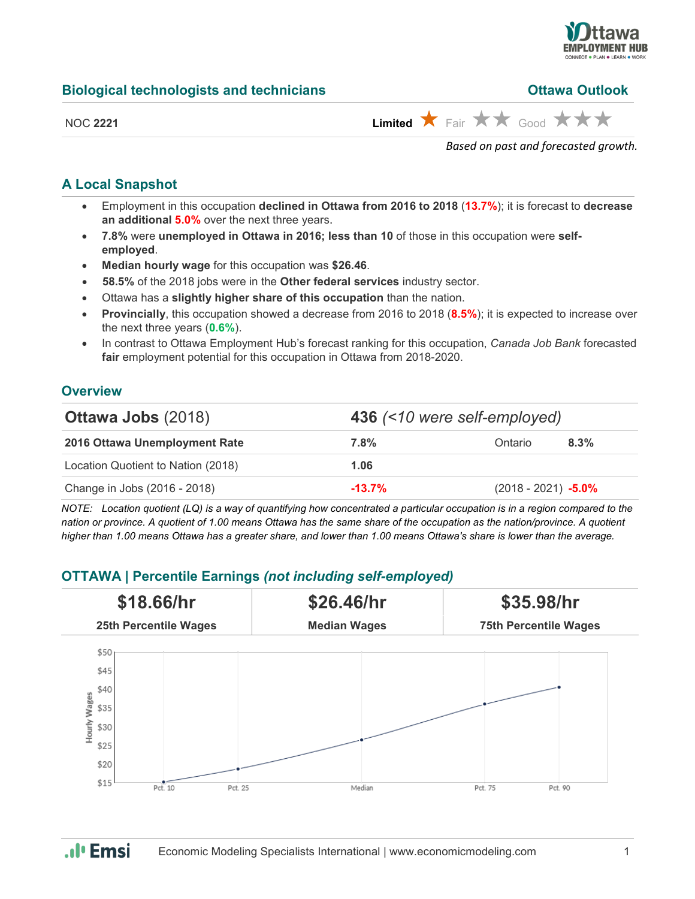## Biological technologists and technicians

**Ottawa Outlook**

NOC **2221**

**Limited** ★ Fair ★★ Good ★★★

*Based on past and forecasted growth.*

### A Local Snapshot

- Employment in this occupation **declined in Ottawa from 2016 to 2018** (**13.7%**); it is forecast to **decrease an additional 5.0%** over the next three years.
- **7.8%** were **unemployed in Ottawa in 2016; less than 10** of those in this occupation were **self-employed**.
- **Median hourly wage** for this occupation was **$26.46**.
- **58.5%** of the 2018 jobs were in the **Other federal services** industry sector.
- Ottawa has a **slightly higher share of this occupation** than the nation.
- **Provincially**, this occupation showed a decrease from 2016 to 2018 (**8.5%**); it is expected to increase over the next three years (**0.6%**).
- In contrast to Ottawa Employment Hub's forecast ranking for this occupation, *Canada Job Bank* forecasted **fair** employment potential for this occupation in Ottawa from 2018-2020.

### Overview

| **Ottawa Jobs** (2018) | **436** *(<10 were self-employed)* | |
|---|---|---|
| **2016 Ottawa Unemployment Rate** | **7.8%** | Ontario **8.3%** |
| Location Quotient to Nation (2018) | **1.06** | |
| Change in Jobs (2016 - 2018) | **-13.7%** | (2018 - 2021) **-5.0%** |

*NOTE: Location quotient (LQ) is a way of quantifying how concentrated a particular occupation is in a region compared to the nation or province. A quotient of 1.00 means Ottawa has the same share of the occupation as the nation/province. A quotient higher than 1.00 means Ottawa has a greater share, and lower than 1.00 means Ottawa's share is lower than the average.*

### OTTAWA | Percentile Earnings *(not including self-employed)*

| **$18.66/hr** | **$26.46/hr** | **$35.98/hr** |
|---|---|---|
| **25th Percentile Wages** | **Median Wages** | **75th Percentile Wages** |

Hourly Wages: Pct. 10, Pct. 25, Median, Pct. 75, Pct. 90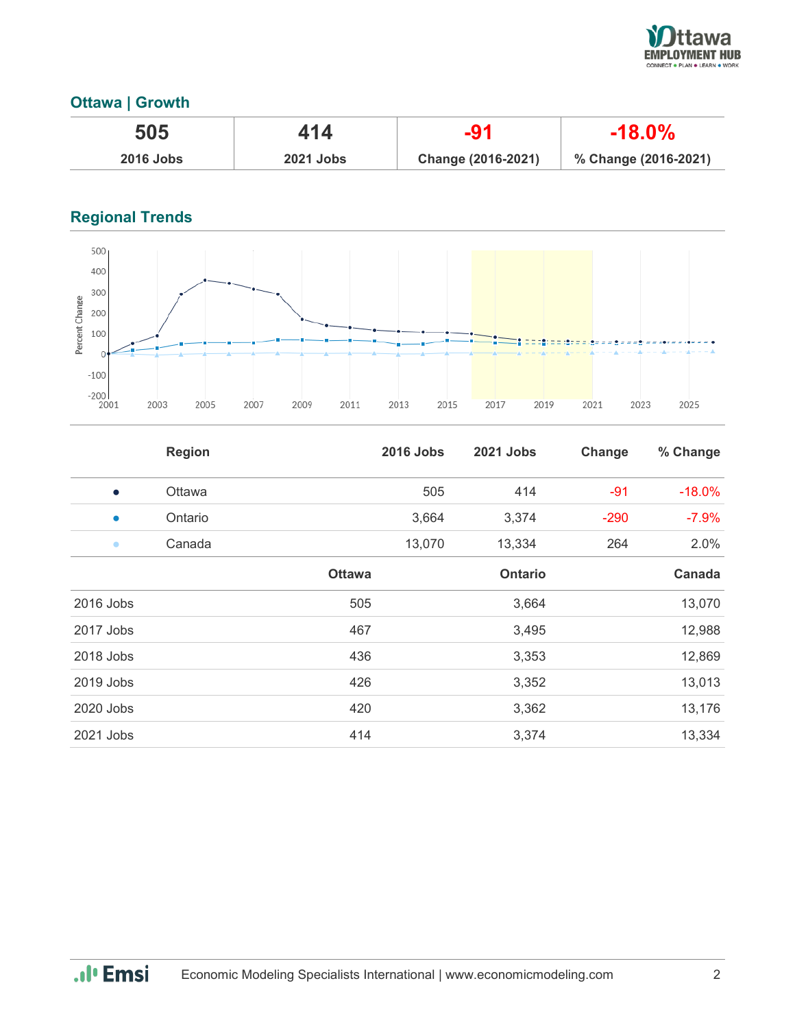## Ottawa | Growth

| 505 | 414 | -91 | -18.0% |
|---|---|---|---|
| 2016 Jobs | 2021 Jobs | Change (2016-2021) | % Change (2016-2021) |

## Regional Trends

| | Region | 2016 Jobs | 2021 Jobs | Change | % Change |
|---|---|---|---|---|---|
| ● | Ottawa | 505 | 414 | -91 | -18.0% |
| ● | Ontario | 3,664 | 3,374 | -290 | -7.9% |
| ● | Canada | 13,070 | 13,334 | 264 | 2.0% |

| | Ottawa | Ontario | Canada |
|---|---|---|---|
| 2016 Jobs | 505 | 3,664 | 13,070 |
| 2017 Jobs | 467 | 3,495 | 12,988 |
| 2018 Jobs | 436 | 3,353 | 12,869 |
| 2019 Jobs | 426 | 3,352 | 13,013 |
| 2020 Jobs | 420 | 3,362 | 13,176 |
| 2021 Jobs | 414 | 3,374 | 13,334 |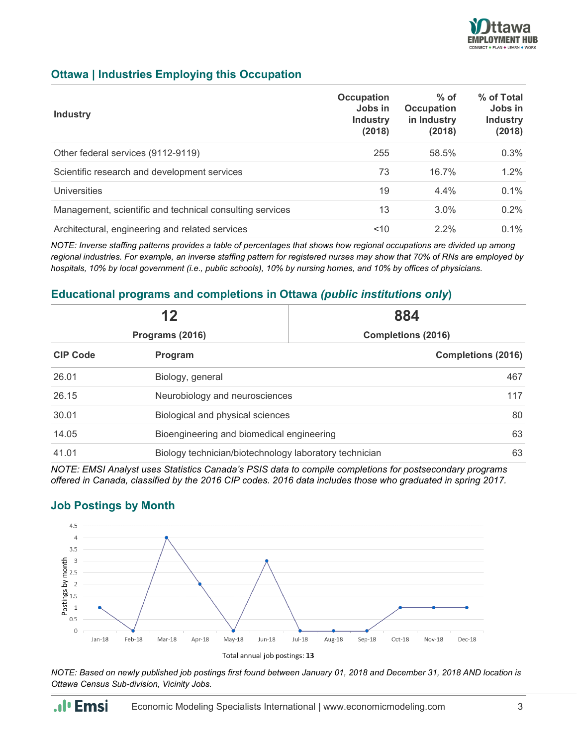## Ottawa | Industries Employing this Occupation

| Industry | Occupation Jobs in Industry (2018) | % of Occupation in Industry (2018) | % of Total Jobs in Industry (2018) |
|---|---|---|---|
| Other federal services (9112-9119) | 255 | 58.5% | 0.3% |
| Scientific research and development services | 73 | 16.7% | 1.2% |
| Universities | 19 | 4.4% | 0.1% |
| Management, scientific and technical consulting services | 13 | 3.0% | 0.2% |
| Architectural, engineering and related services | <10 | 2.2% | 0.1% |

*NOTE: Inverse staffing patterns provides a table of percentages that shows how regional occupations are divided up among regional industries. For example, an inverse staffing pattern for registered nurses may show that 70% of RNs are employed by hospitals, 10% by local government (i.e., public schools), 10% by nursing homes, and 10% by offices of physicians.*

## Educational programs and completions in Ottawa *(public institutions only)*

| 12 | 884 |
|---|---|
| Programs (2016) | Completions (2016) |

| CIP Code | Program | Completions (2016) |
|---|---|---|
| 26.01 | Biology, general | 467 |
| 26.15 | Neurobiology and neurosciences | 117 |
| 30.01 | Biological and physical sciences | 80 |
| 14.05 | Bioengineering and biomedical engineering | 63 |
| 41.01 | Biology technician/biotechnology laboratory technician | 63 |

*NOTE: EMSI Analyst uses Statistics Canada's PSIS data to compile completions for postsecondary programs offered in Canada, classified by the 2016 CIP codes. 2016 data includes those who graduated in spring 2017.*

## Job Postings by Month

| Month | Postings by month |
|---|---|
| Jan-18 | 1 |
| Feb-18 | 0 |
| Mar-18 | 4 |
| Apr-18 | 2 |
| May-18 | 0 |
| Jun-18 | 3 |
| Jul-18 | 0 |
| Aug-18 | 0 |
| Sep-18 | 0 |
| Oct-18 | 1 |
| Nov-18 | 1 |
| Dec-18 | 1 |

Total annual job postings: **13**

*NOTE: Based on newly published job postings first found between January 01, 2018 and December 31, 2018 AND location is Ottawa Census Sub-division, Vicinity Jobs.*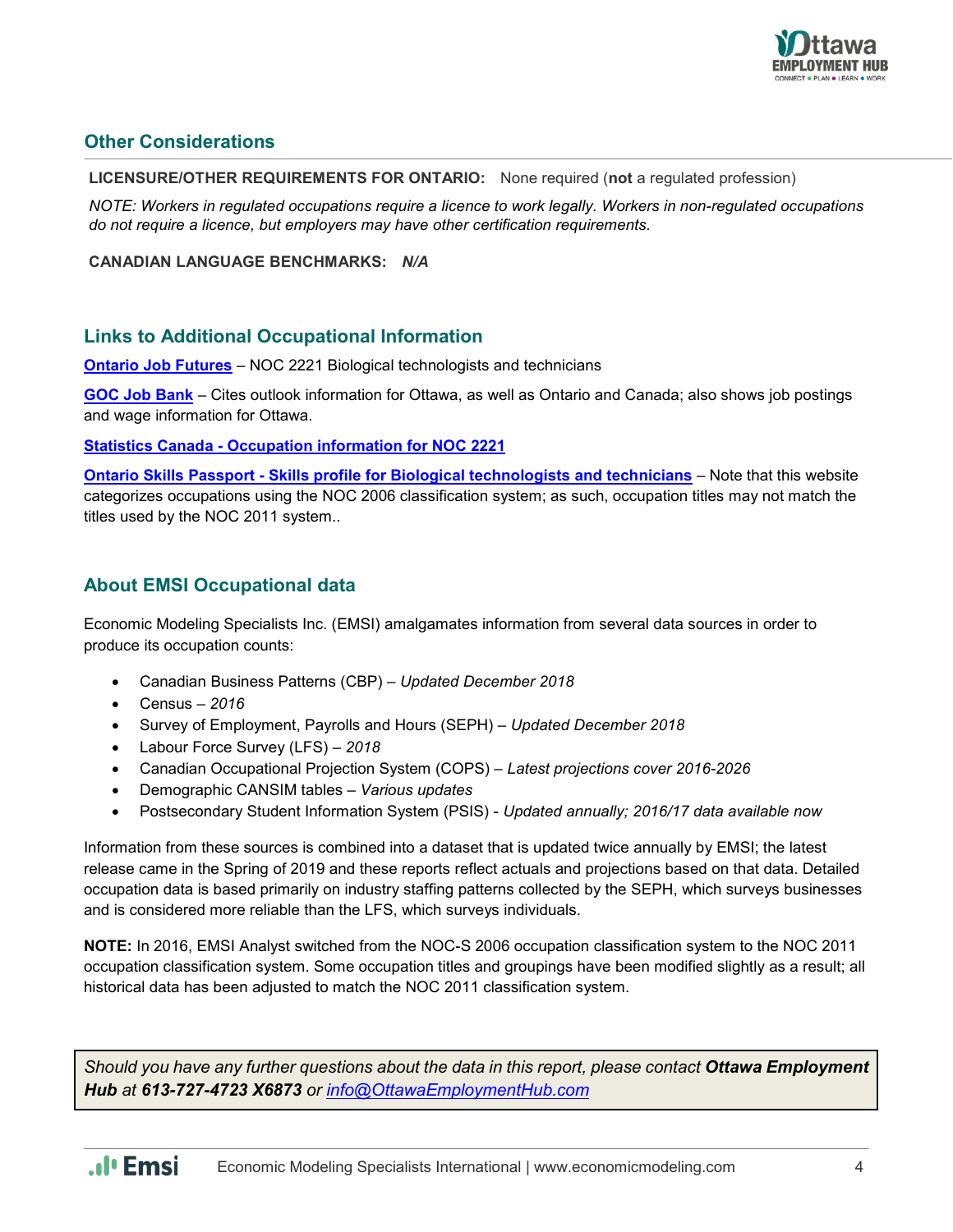## Other Considerations

**LICENSURE/OTHER REQUIREMENTS FOR ONTARIO:** None required (**not** a regulated profession)

*NOTE: Workers in regulated occupations require a licence to work legally. Workers in non-regulated occupations do not require a licence, but employers may have other certification requirements.*

**CANADIAN LANGUAGE BENCHMARKS:** *N/A*

## Links to Additional Occupational Information

**Ontario Job Futures** – NOC 2221 Biological technologists and technicians

**GOC Job Bank** – Cites outlook information for Ottawa, as well as Ontario and Canada; also shows job postings and wage information for Ottawa.

**Statistics Canada - Occupation information for NOC 2221**

**Ontario Skills Passport - Skills profile for Biological technologists and technicians** – Note that this website categorizes occupations using the NOC 2006 classification system; as such, occupation titles may not match the titles used by the NOC 2011 system..

## About EMSI Occupational data

Economic Modeling Specialists Inc. (EMSI) amalgamates information from several data sources in order to produce its occupation counts:

- Canadian Business Patterns (CBP) – *Updated December 2018*
- Census – *2016*
- Survey of Employment, Payrolls and Hours (SEPH) – *Updated December 2018*
- Labour Force Survey (LFS) – *2018*
- Canadian Occupational Projection System (COPS) – *Latest projections cover 2016-2026*
- Demographic CANSIM tables – *Various updates*
- Postsecondary Student Information System (PSIS) - *Updated annually; 2016/17 data available now*

Information from these sources is combined into a dataset that is updated twice annually by EMSI; the latest release came in the Spring of 2019 and these reports reflect actuals and projections based on that data. Detailed occupation data is based primarily on industry staffing patterns collected by the SEPH, which surveys businesses and is considered more reliable than the LFS, which surveys individuals.

**NOTE:** In 2016, EMSI Analyst switched from the NOC-S 2006 occupation classification system to the NOC 2011 occupation classification system. Some occupation titles and groupings have been modified slightly as a result; all historical data has been adjusted to match the NOC 2011 classification system.

*Should you have any further questions about the data in this report, please contact **Ottawa Employment Hub** at **613-727-4723 X6873** or info@OttawaEmploymentHub.com*